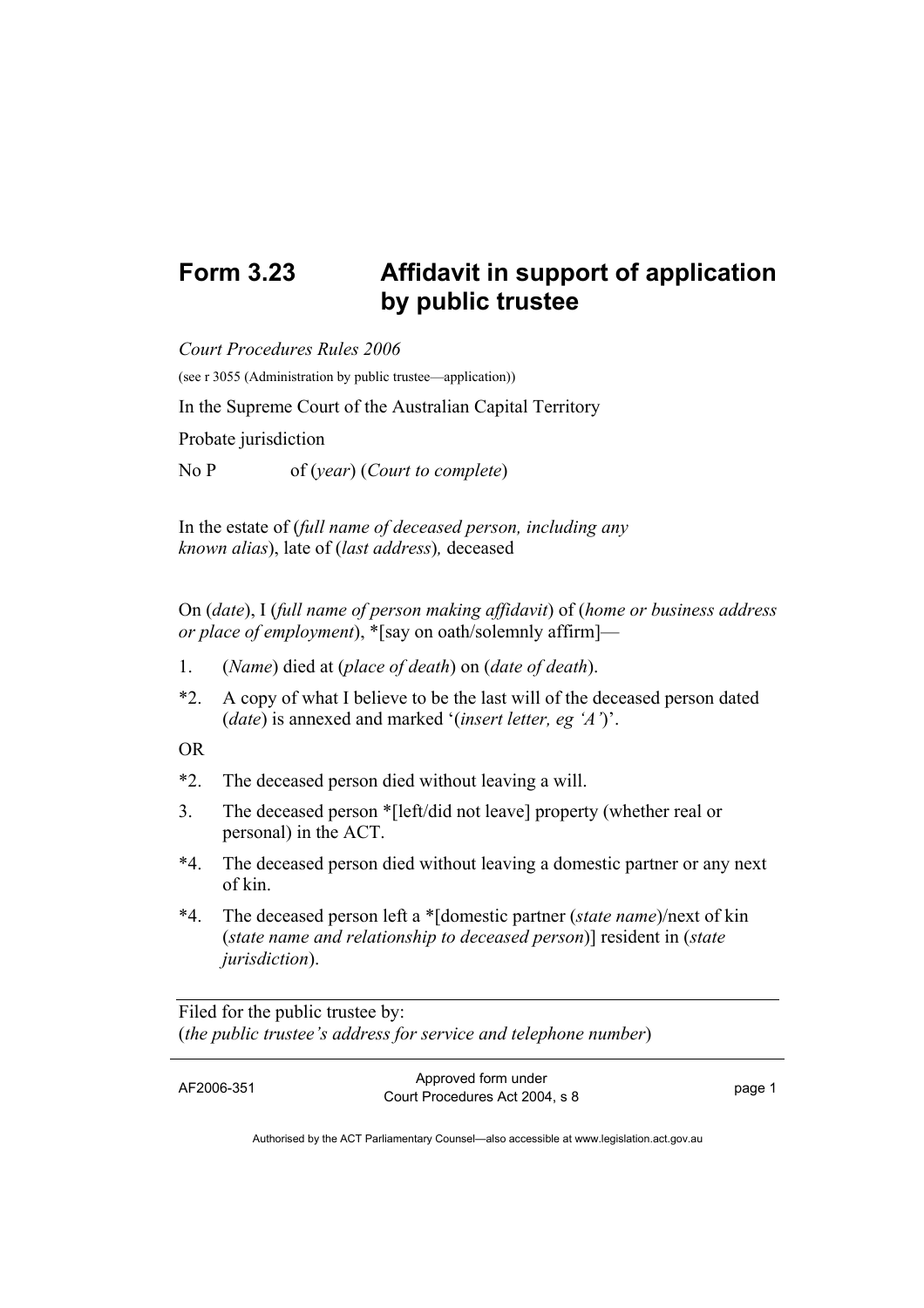# Form 3.23 Affidavit in support of application by public trustee

*Court Procedures Rules 2006*

(see r 3055 (Administration by public trustee—application))

In the Supreme Court of the Australian Capital Territory

Probate jurisdiction

No P of (*year*) (*Court to complete*)

In the estate of (*full name of deceased person, including any known alias*), late of (*last address*), deceased

On (*date*), I (*full name of person making affidavit*) of (*home or business address or place of employment*), *[say on oath/solemnly affirm]—

1. (*Name*) died at (*place of death*) on (*date of death*).

*2. A copy of what I believe to be the last will of the deceased person dated (*date*) is annexed and marked '(*insert letter, eg 'A'*)'.

OR

*2. The deceased person died without leaving a will.

3. The deceased person *[left/did not leave] property (whether real or personal) in the ACT.

*4. The deceased person died without leaving a domestic partner or any next of kin.

*4. The deceased person left a *[domestic partner (*state name*)/next of kin (*state name and relationship to deceased person*)] resident in (*state jurisdiction*).

Filed for the public trustee by:
(*the public trustee's address for service and telephone number*)

AF2006-351 Approved form under Court Procedures Act 2004, s 8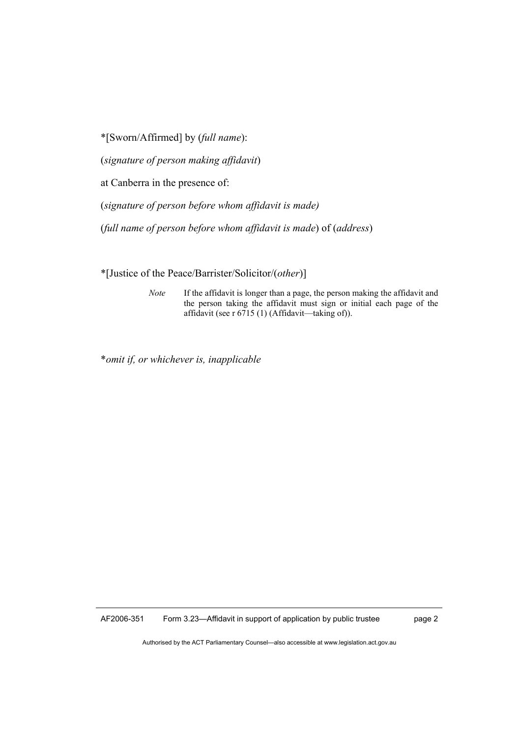*[Sworn/Affirmed] by (*full name*):

(*signature of person making affidavit*)

at Canberra in the presence of:

(*signature of person before whom affidavit is made)*

(*full name of person before whom affidavit is made*) of (*address*)

*[Justice of the Peace/Barrister/Solicitor/(*other*)]

> *Note* If the affidavit is longer than a page, the person making the affidavit and the person taking the affidavit must sign or initial each page of the affidavit (see r 6715 (1) (Affidavit—taking of)).

\**omit if, or whichever is, inapplicable*